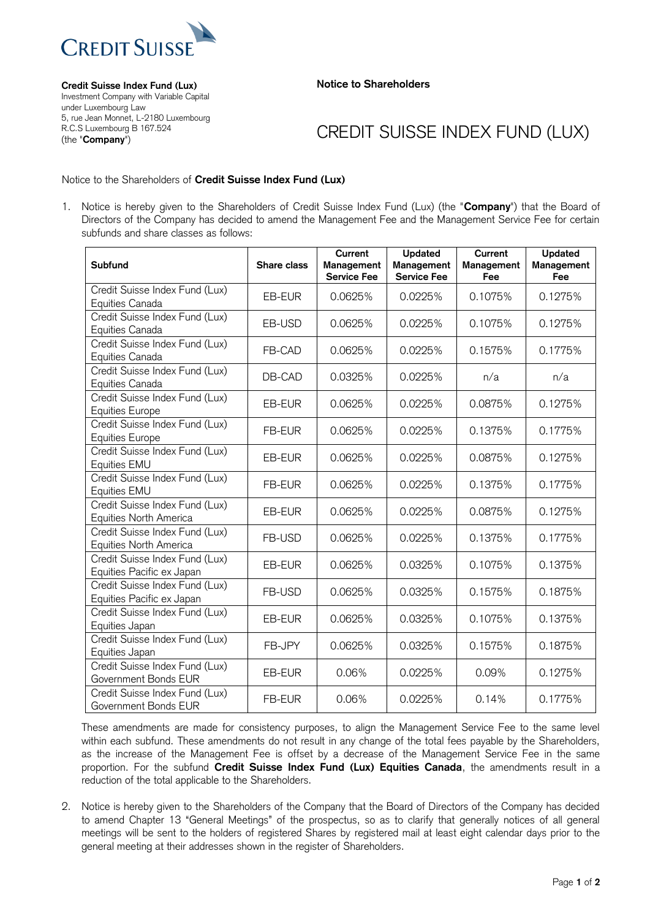**Credit Suisse Index Fund (Lux)**
Investment Company with Variable Capital
under Luxembourg Law
5, rue Jean Monnet, L-2180 Luxembourg
R.C.S Luxembourg B 167.524
(the "**Company**")

**Notice to Shareholders**

# CREDIT SUISSE INDEX FUND (LUX)

Notice to the Shareholders of **Credit Suisse Index Fund (Lux)**

1. Notice is hereby given to the Shareholders of Credit Suisse Index Fund (Lux) (the "**Company**") that the Board of Directors of the Company has decided to amend the Management Fee and the Management Service Fee for certain subfunds and share classes as follows:

| Subfund | Share class | Current Management Service Fee | Updated Management Service Fee | Current Management Fee | Updated Management Fee |
|---|---|---|---|---|---|
| Credit Suisse Index Fund (Lux) Equities Canada | EB-EUR | 0.0625% | 0.0225% | 0.1075% | 0.1275% |
| Credit Suisse Index Fund (Lux) Equities Canada | EB-USD | 0.0625% | 0.0225% | 0.1075% | 0.1275% |
| Credit Suisse Index Fund (Lux) Equities Canada | FB-CAD | 0.0625% | 0.0225% | 0.1575% | 0.1775% |
| Credit Suisse Index Fund (Lux) Equities Canada | DB-CAD | 0.0325% | 0.0225% | n/a | n/a |
| Credit Suisse Index Fund (Lux) Equities Europe | EB-EUR | 0.0625% | 0.0225% | 0.0875% | 0.1275% |
| Credit Suisse Index Fund (Lux) Equities Europe | FB-EUR | 0.0625% | 0.0225% | 0.1375% | 0.1775% |
| Credit Suisse Index Fund (Lux) Equities EMU | EB-EUR | 0.0625% | 0.0225% | 0.0875% | 0.1275% |
| Credit Suisse Index Fund (Lux) Equities EMU | FB-EUR | 0.0625% | 0.0225% | 0.1375% | 0.1775% |
| Credit Suisse Index Fund (Lux) Equities North America | EB-EUR | 0.0625% | 0.0225% | 0.0875% | 0.1275% |
| Credit Suisse Index Fund (Lux) Equities North America | FB-USD | 0.0625% | 0.0225% | 0.1375% | 0.1775% |
| Credit Suisse Index Fund (Lux) Equities Pacific ex Japan | EB-EUR | 0.0625% | 0.0325% | 0.1075% | 0.1375% |
| Credit Suisse Index Fund (Lux) Equities Pacific ex Japan | FB-USD | 0.0625% | 0.0325% | 0.1575% | 0.1875% |
| Credit Suisse Index Fund (Lux) Equities Japan | EB-EUR | 0.0625% | 0.0325% | 0.1075% | 0.1375% |
| Credit Suisse Index Fund (Lux) Equities Japan | FB-JPY | 0.0625% | 0.0325% | 0.1575% | 0.1875% |
| Credit Suisse Index Fund (Lux) Government Bonds EUR | EB-EUR | 0.06% | 0.0225% | 0.09% | 0.1275% |
| Credit Suisse Index Fund (Lux) Government Bonds EUR | FB-EUR | 0.06% | 0.0225% | 0.14% | 0.1775% |

These amendments are made for consistency purposes, to align the Management Service Fee to the same level within each subfund. These amendments do not result in any change of the total fees payable by the Shareholders, as the increase of the Management Fee is offset by a decrease of the Management Service Fee in the same proportion. For the subfund **Credit Suisse Index Fund (Lux) Equities Canada**, the amendments result in a reduction of the total applicable to the Shareholders.

2. Notice is hereby given to the Shareholders of the Company that the Board of Directors of the Company has decided to amend Chapter 13 "General Meetings" of the prospectus, so as to clarify that generally notices of all general meetings will be sent to the holders of registered Shares by registered mail at least eight calendar days prior to the general meeting at their addresses shown in the register of Shareholders.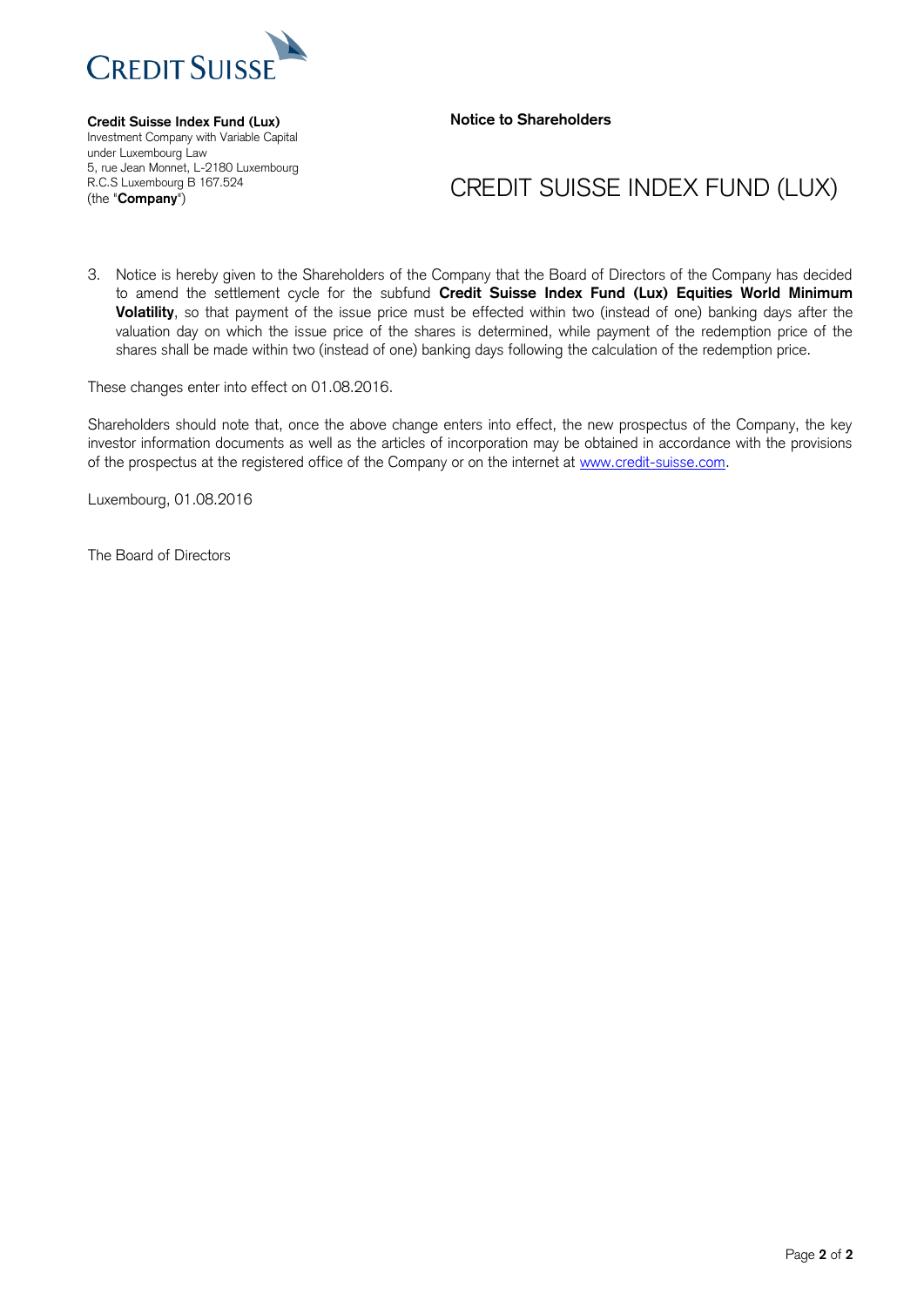**Credit Suisse Index Fund (Lux)**
Investment Company with Variable Capital
under Luxembourg Law
5, rue Jean Monnet, L-2180 Luxembourg
R.C.S Luxembourg B 167.524
(the "**Company**")

**Notice to Shareholders**

# CREDIT SUISSE INDEX FUND (LUX)

3. Notice is hereby given to the Shareholders of the Company that the Board of Directors of the Company has decided to amend the settlement cycle for the subfund **Credit Suisse Index Fund (Lux) Equities World Minimum Volatility**, so that payment of the issue price must be effected within two (instead of one) banking days after the valuation day on which the issue price of the shares is determined, while payment of the redemption price of the shares shall be made within two (instead of one) banking days following the calculation of the redemption price.

These changes enter into effect on 01.08.2016.

Shareholders should note that, once the above change enters into effect, the new prospectus of the Company, the key investor information documents as well as the articles of incorporation may be obtained in accordance with the provisions of the prospectus at the registered office of the Company or on the internet at www.credit-suisse.com.

Luxembourg, 01.08.2016

The Board of Directors